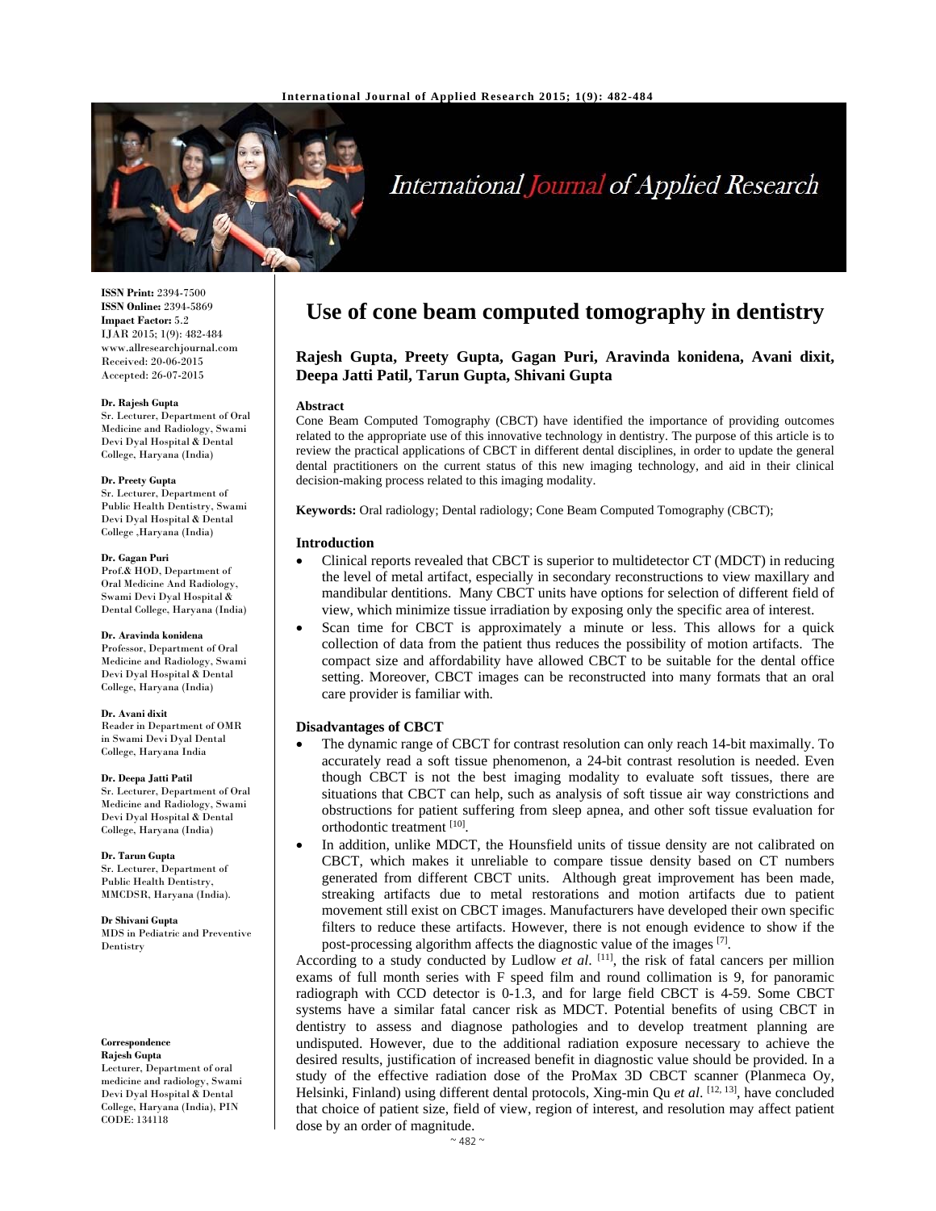# Use of cone beam computed tomography in dentistry

**Rajesh Gupta, Preety Gupta, Gagan Puri, Aravinda konidena, Avani dixit, Deepa Jatti Patil, Tarun Gupta, Shivani Gupta**

**ISSN Print:** 2394-7500
**ISSN Online:** 2394-5869
**Impact Factor:** 5.2
IJAR 2015; 1(9): 482-484
www.allresearchjournal.com
Received: 20-06-2015
Accepted: 26-07-2015

**Dr. Rajesh Gupta**
Sr. Lecturer, Department of Oral Medicine and Radiology, Swami Devi Dyal Hospital & Dental College, Haryana (India)

**Dr. Preety Gupta**
Sr. Lecturer, Department of Public Health Dentistry, Swami Devi Dyal Hospital & Dental College ,Haryana (India)

**Dr. Gagan Puri**
Prof.& HOD, Department of Oral Medicine And Radiology, Swami Devi Dyal Hospital & Dental College, Haryana (India)

**Dr. Aravinda konidena**
Professor, Department of Oral Medicine and Radiology, Swami Devi Dyal Hospital & Dental College, Haryana (India)

**Dr. Avani dixit**
Reader in Department of OMR in Swami Devi Dyal Dental College, Haryana India

**Dr. Deepa Jatti Patil**
Sr. Lecturer, Department of Oral Medicine and Radiology, Swami Devi Dyal Hospital & Dental College, Haryana (India)

**Dr. Tarun Gupta**
Sr. Lecturer, Department of Public Health Dentistry, MMCDSR, Haryana (India).

**Dr Shivani Gupta**
MDS in Pediatric and Preventive Dentistry

**Correspondence**
**Rajesh Gupta**
Lecturer, Department of oral medicine and radiology, Swami Devi Dyal Hospital & Dental College, Haryana (India), PIN CODE: 134118

### Abstract

Cone Beam Computed Tomography (CBCT) have identified the importance of providing outcomes related to the appropriate use of this innovative technology in dentistry. The purpose of this article is to review the practical applications of CBCT in different dental disciplines, in order to update the general dental practitioners on the current status of this new imaging technology, and aid in their clinical decision-making process related to this imaging modality.

**Keywords:** Oral radiology; Dental radiology; Cone Beam Computed Tomography (CBCT);

### Introduction

- Clinical reports revealed that CBCT is superior to multidetector CT (MDCT) in reducing the level of metal artifact, especially in secondary reconstructions to view maxillary and mandibular dentitions. Many CBCT units have options for selection of different field of view, which minimize tissue irradiation by exposing only the specific area of interest.
- Scan time for CBCT is approximately a minute or less. This allows for a quick collection of data from the patient thus reduces the possibility of motion artifacts. The compact size and affordability have allowed CBCT to be suitable for the dental office setting. Moreover, CBCT images can be reconstructed into many formats that an oral care provider is familiar with.

### Disadvantages of CBCT

- The dynamic range of CBCT for contrast resolution can only reach 14-bit maximally. To accurately read a soft tissue phenomenon, a 24-bit contrast resolution is needed. Even though CBCT is not the best imaging modality to evaluate soft tissues, there are situations that CBCT can help, such as analysis of soft tissue air way constrictions and obstructions for patient suffering from sleep apnea, and other soft tissue evaluation for orthodontic treatment [10].
- In addition, unlike MDCT, the Hounsfield units of tissue density are not calibrated on CBCT, which makes it unreliable to compare tissue density based on CT numbers generated from different CBCT units. Although great improvement has been made, streaking artifacts due to metal restorations and motion artifacts due to patient movement still exist on CBCT images. Manufacturers have developed their own specific filters to reduce these artifacts. However, there is not enough evidence to show if the post-processing algorithm affects the diagnostic value of the images [7].

According to a study conducted by Ludlow *et al.* [11], the risk of fatal cancers per million exams of full month series with F speed film and round collimation is 9, for panoramic radiograph with CCD detector is 0-1.3, and for large field CBCT is 4-59. Some CBCT systems have a similar fatal cancer risk as MDCT. Potential benefits of using CBCT in dentistry to assess and diagnose pathologies and to develop treatment planning are undisputed. However, due to the additional radiation exposure necessary to achieve the desired results, justification of increased benefit in diagnostic value should be provided. In a study of the effective radiation dose of the ProMax 3D CBCT scanner (Planmeca Oy, Helsinki, Finland) using different dental protocols, Xing-min Qu *et al.* [12, 13], have concluded that choice of patient size, field of view, region of interest, and resolution may affect patient dose by an order of magnitude.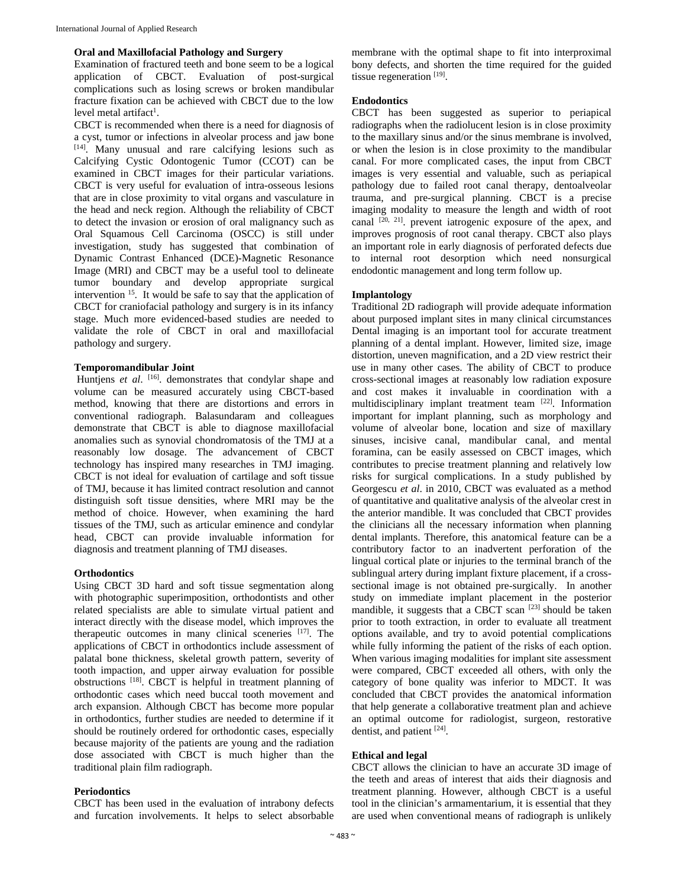### Oral and Maxillofacial Pathology and Surgery

Examination of fractured teeth and bone seem to be a logical application of CBCT. Evaluation of post-surgical complications such as losing screws or broken mandibular fracture fixation can be achieved with CBCT due to the low level metal artifact[1].

CBCT is recommended when there is a need for diagnosis of a cyst, tumor or infections in alveolar process and jaw bone [14]. Many unusual and rare calcifying lesions such as Calcifying Cystic Odontogenic Tumor (CCOT) can be examined in CBCT images for their particular variations. CBCT is very useful for evaluation of intra-osseous lesions that are in close proximity to vital organs and vasculature in the head and neck region. Although the reliability of CBCT to detect the invasion or erosion of oral malignancy such as Oral Squamous Cell Carcinoma (OSCC) is still under investigation, study has suggested that combination of Dynamic Contrast Enhanced (DCE)-Magnetic Resonance Image (MRI) and CBCT may be a useful tool to delineate tumor boundary and develop appropriate surgical intervention [15]. It would be safe to say that the application of CBCT for craniofacial pathology and surgery is in its infancy stage. Much more evidenced-based studies are needed to validate the role of CBCT in oral and maxillofacial pathology and surgery.

### Temporomandibular Joint

Huntjens *et al*. [16]. demonstrates that condylar shape and volume can be measured accurately using CBCT-based method, knowing that there are distortions and errors in conventional radiograph. Balasundaram and colleagues demonstrate that CBCT is able to diagnose maxillofacial anomalies such as synovial chondromatosis of the TMJ at a reasonably low dosage. The advancement of CBCT technology has inspired many researches in TMJ imaging. CBCT is not ideal for evaluation of cartilage and soft tissue of TMJ, because it has limited contract resolution and cannot distinguish soft tissue densities, where MRI may be the method of choice. However, when examining the hard tissues of the TMJ, such as articular eminence and condylar head, CBCT can provide invaluable information for diagnosis and treatment planning of TMJ diseases.

### Orthodontics

Using CBCT 3D hard and soft tissue segmentation along with photographic superimposition, orthodontists and other related specialists are able to simulate virtual patient and interact directly with the disease model, which improves the therapeutic outcomes in many clinical sceneries [17]. The applications of CBCT in orthodontics include assessment of palatal bone thickness, skeletal growth pattern, severity of tooth impaction, and upper airway evaluation for possible obstructions [18]. CBCT is helpful in treatment planning of orthodontic cases which need buccal tooth movement and arch expansion. Although CBCT has become more popular in orthodontics, further studies are needed to determine if it should be routinely ordered for orthodontic cases, especially because majority of the patients are young and the radiation dose associated with CBCT is much higher than the traditional plain film radiograph.

### Periodontics

CBCT has been used in the evaluation of intrabony defects and furcation involvements. It helps to select absorbable membrane with the optimal shape to fit into interproximal bony defects, and shorten the time required for the guided tissue regeneration [19].

### Endodontics

CBCT has been suggested as superior to periapical radiographs when the radiolucent lesion is in close proximity to the maxillary sinus and/or the sinus membrane is involved, or when the lesion is in close proximity to the mandibular canal. For more complicated cases, the input from CBCT images is very essential and valuable, such as periapical pathology due to failed root canal therapy, dentoalveolar trauma, and pre-surgical planning. CBCT is a precise imaging modality to measure the length and width of root canal [20, 21]. prevent iatrogenic exposure of the apex, and improves prognosis of root canal therapy. CBCT also plays an important role in early diagnosis of perforated defects due to internal root desorption which need nonsurgical endodontic management and long term follow up.

### Implantology

Traditional 2D radiograph will provide adequate information about purposed implant sites in many clinical circumstances Dental imaging is an important tool for accurate treatment planning of a dental implant. However, limited size, image distortion, uneven magnification, and a 2D view restrict their use in many other cases. The ability of CBCT to produce cross-sectional images at reasonably low radiation exposure and cost makes it invaluable in coordination with a multidisciplinary implant treatment team [22]. Information important for implant planning, such as morphology and volume of alveolar bone, location and size of maxillary sinuses, incisive canal, mandibular canal, and mental foramina, can be easily assessed on CBCT images, which contributes to precise treatment planning and relatively low risks for surgical complications. In a study published by Georgescu *et al*. in 2010, CBCT was evaluated as a method of quantitative and qualitative analysis of the alveolar crest in the anterior mandible. It was concluded that CBCT provides the clinicians all the necessary information when planning dental implants. Therefore, this anatomical feature can be a contributory factor to an inadvertent perforation of the lingual cortical plate or injuries to the terminal branch of the sublingual artery during implant fixture placement, if a cross-sectional image is not obtained pre-surgically. In another study on immediate implant placement in the posterior mandible, it suggests that a CBCT scan [23] should be taken prior to tooth extraction, in order to evaluate all treatment options available, and try to avoid potential complications while fully informing the patient of the risks of each option. When various imaging modalities for implant site assessment were compared, CBCT exceeded all others, with only the category of bone quality was inferior to MDCT. It was concluded that CBCT provides the anatomical information that help generate a collaborative treatment plan and achieve an optimal outcome for radiologist, surgeon, restorative dentist, and patient [24].

### Ethical and legal

CBCT allows the clinician to have an accurate 3D image of the teeth and areas of interest that aids their diagnosis and treatment planning. However, although CBCT is a useful tool in the clinician's armamentarium, it is essential that they are used when conventional means of radiograph is unlikely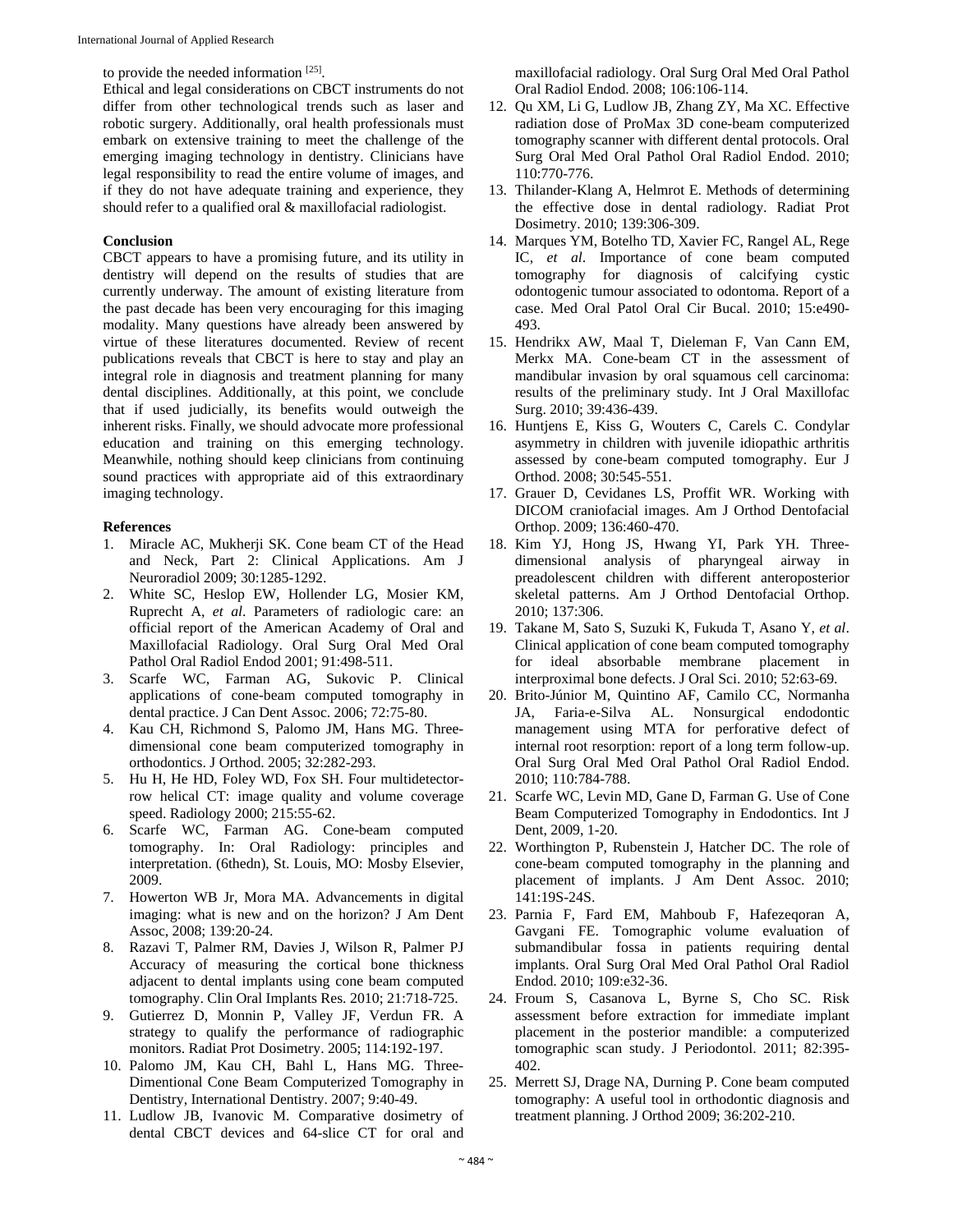to provide the needed information [25].

Ethical and legal considerations on CBCT instruments do not differ from other technological trends such as laser and robotic surgery. Additionally, oral health professionals must embark on extensive training to meet the challenge of the emerging imaging technology in dentistry. Clinicians have legal responsibility to read the entire volume of images, and if they do not have adequate training and experience, they should refer to a qualified oral & maxillofacial radiologist.

## Conclusion

CBCT appears to have a promising future, and its utility in dentistry will depend on the results of studies that are currently underway. The amount of existing literature from the past decade has been very encouraging for this imaging modality. Many questions have already been answered by virtue of these literatures documented. Review of recent publications reveals that CBCT is here to stay and play an integral role in diagnosis and treatment planning for many dental disciplines. Additionally, at this point, we conclude that if used judicially, its benefits would outweigh the inherent risks. Finally, we should advocate more professional education and training on this emerging technology. Meanwhile, nothing should keep clinicians from continuing sound practices with appropriate aid of this extraordinary imaging technology.

## References

1. Miracle AC, Mukherji SK. Cone beam CT of the Head and Neck, Part 2: Clinical Applications. Am J Neuroradiol 2009; 30:1285-1292.
2. White SC, Heslop EW, Hollender LG, Mosier KM, Ruprecht A, *et al*. Parameters of radiologic care: an official report of the American Academy of Oral and Maxillofacial Radiology. Oral Surg Oral Med Oral Pathol Oral Radiol Endod 2001; 91:498-511.
3. Scarfe WC, Farman AG, Sukovic P. Clinical applications of cone-beam computed tomography in dental practice. J Can Dent Assoc. 2006; 72:75-80.
4. Kau CH, Richmond S, Palomo JM, Hans MG. Three-dimensional cone beam computerized tomography in orthodontics. J Orthod. 2005; 32:282-293.
5. Hu H, He HD, Foley WD, Fox SH. Four multidetector-row helical CT: image quality and volume coverage speed. Radiology 2000; 215:55-62.
6. Scarfe WC, Farman AG. Cone-beam computed tomography. In: Oral Radiology: principles and interpretation. (6thedn), St. Louis, MO: Mosby Elsevier, 2009.
7. Howerton WB Jr, Mora MA. Advancements in digital imaging: what is new and on the horizon? J Am Dent Assoc, 2008; 139:20-24.
8. Razavi T, Palmer RM, Davies J, Wilson R, Palmer PJ Accuracy of measuring the cortical bone thickness adjacent to dental implants using cone beam computed tomography. Clin Oral Implants Res. 2010; 21:718-725.
9. Gutierrez D, Monnin P, Valley JF, Verdun FR. A strategy to qualify the performance of radiographic monitors. Radiat Prot Dosimetry. 2005; 114:192-197.
10. Palomo JM, Kau CH, Bahl L, Hans MG. Three-Dimentional Cone Beam Computerized Tomography in Dentistry, International Dentistry. 2007; 9:40-49.
11. Ludlow JB, Ivanovic M. Comparative dosimetry of dental CBCT devices and 64-slice CT for oral and maxillofacial radiology. Oral Surg Oral Med Oral Pathol Oral Radiol Endod. 2008; 106:106-114.
12. Qu XM, Li G, Ludlow JB, Zhang ZY, Ma XC. Effective radiation dose of ProMax 3D cone-beam computerized tomography scanner with different dental protocols. Oral Surg Oral Med Oral Pathol Oral Radiol Endod. 2010; 110:770-776.
13. Thilander-Klang A, Helmrot E. Methods of determining the effective dose in dental radiology. Radiat Prot Dosimetry. 2010; 139:306-309.
14. Marques YM, Botelho TD, Xavier FC, Rangel AL, Rege IC, *et al*. Importance of cone beam computed tomography for diagnosis of calcifying cystic odontogenic tumour associated to odontoma. Report of a case. Med Oral Patol Oral Cir Bucal. 2010; 15:e490-493.
15. Hendrikx AW, Maal T, Dieleman F, Van Cann EM, Merkx MA. Cone-beam CT in the assessment of mandibular invasion by oral squamous cell carcinoma: results of the preliminary study. Int J Oral Maxillofac Surg. 2010; 39:436-439.
16. Huntjens E, Kiss G, Wouters C, Carels C. Condylar asymmetry in children with juvenile idiopathic arthritis assessed by cone-beam computed tomography. Eur J Orthod. 2008; 30:545-551.
17. Grauer D, Cevidanes LS, Proffit WR. Working with DICOM craniofacial images. Am J Orthod Dentofacial Orthop. 2009; 136:460-470.
18. Kim YJ, Hong JS, Hwang YI, Park YH. Three-dimensional analysis of pharyngeal airway in preadolescent children with different anteroposterior skeletal patterns. Am J Orthod Dentofacial Orthop. 2010; 137:306.
19. Takane M, Sato S, Suzuki K, Fukuda T, Asano Y, *et al*. Clinical application of cone beam computed tomography for ideal absorbable membrane placement in interproximal bone defects. J Oral Sci. 2010; 52:63-69.
20. Brito-Júnior M, Quintino AF, Camilo CC, Normanha JA, Faria-e-Silva AL. Nonsurgical endodontic management using MTA for perforative defect of internal root resorption: report of a long term follow-up. Oral Surg Oral Med Oral Pathol Oral Radiol Endod. 2010; 110:784-788.
21. Scarfe WC, Levin MD, Gane D, Farman G. Use of Cone Beam Computerized Tomography in Endodontics. Int J Dent, 2009, 1-20.
22. Worthington P, Rubenstein J, Hatcher DC. The role of cone-beam computed tomography in the planning and placement of implants. J Am Dent Assoc. 2010; 141:19S-24S.
23. Parnia F, Fard EM, Mahboub F, Hafezeqoran A, Gavgani FE. Tomographic volume evaluation of submandibular fossa in patients requiring dental implants. Oral Surg Oral Med Oral Pathol Oral Radiol Endod. 2010; 109:e32-36.
24. Froum S, Casanova L, Byrne S, Cho SC. Risk assessment before extraction for immediate implant placement in the posterior mandible: a computerized tomographic scan study. J Periodontol. 2011; 82:395-402.
25. Merrett SJ, Drage NA, Durning P. Cone beam computed tomography: A useful tool in orthodontic diagnosis and treatment planning. J Orthod 2009; 36:202-210.